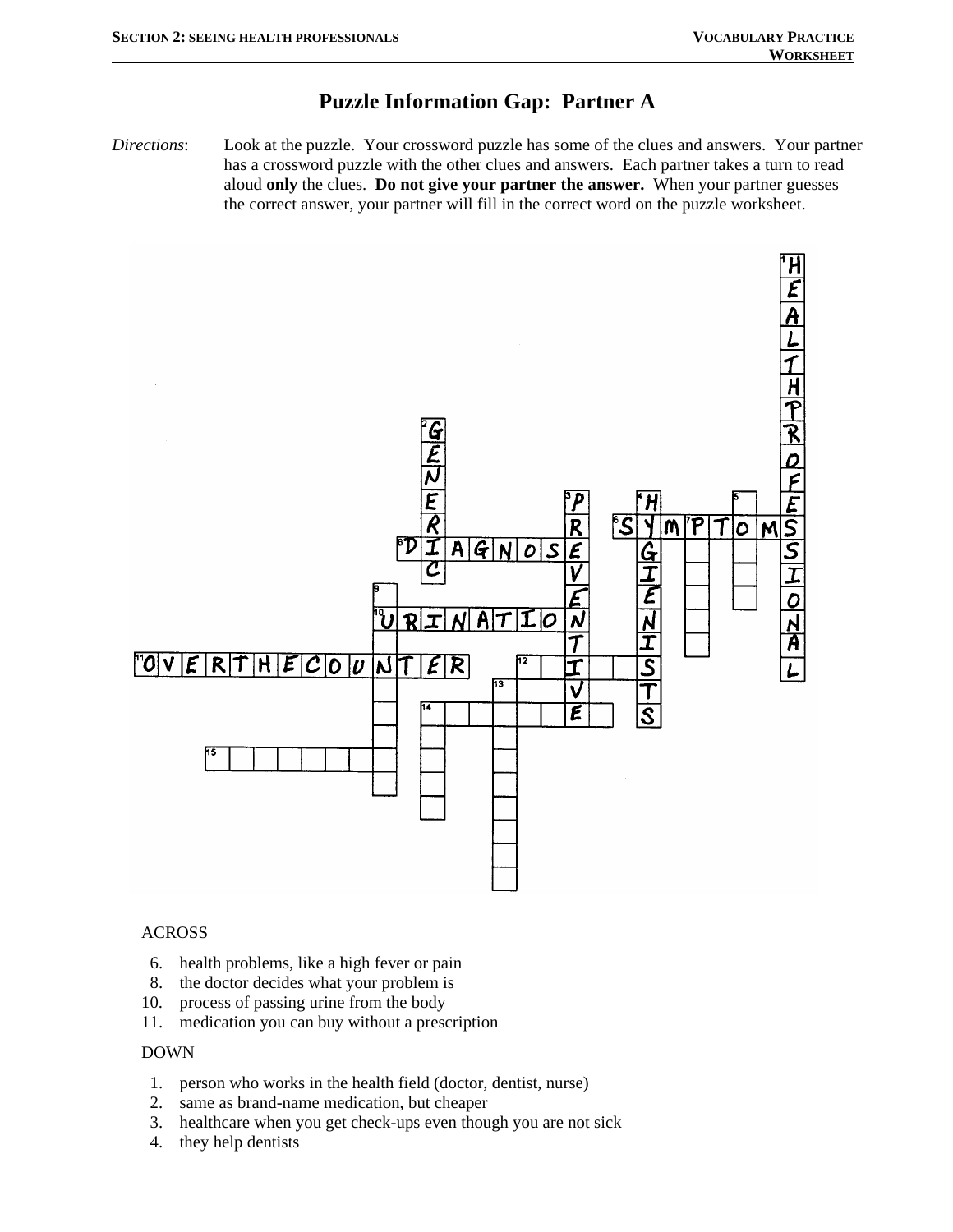# Puzzle Information Gap: Partner A

*Directions*: Look at the puzzle. Your crossword puzzle has some of the clues and answers. Your partner has a crossword puzzle with the other clues and answers. Each partner takes a turn to read aloud **only** the clues. **Do not give your partner the answer.** When your partner guesses the correct answer, your partner will fill in the correct word on the puzzle worksheet.

ACROSS

6. health problems, like a high fever or pain
8. the doctor decides what your problem is
10. process of passing urine from the body
11. medication you can buy without a prescription

DOWN

1. person who works in the health field (doctor, dentist, nurse)
2. same as brand-name medication, but cheaper
3. healthcare when you get check-ups even though you are not sick
4. they help dentists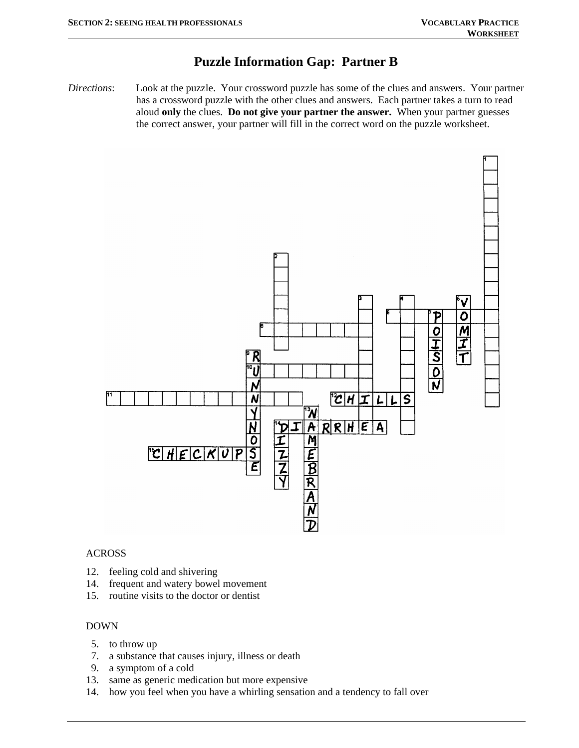# Puzzle Information Gap: Partner B

*Directions*: Look at the puzzle. Your crossword puzzle has some of the clues and answers. Your partner has a crossword puzzle with the other clues and answers. Each partner takes a turn to read aloud **only** the clues. **Do not give your partner the answer.** When your partner guesses the correct answer, your partner will fill in the correct word on the puzzle worksheet.

ACROSS

12. feeling cold and shivering
14. frequent and watery bowel movement
15. routine visits to the doctor or dentist

DOWN

5. to throw up
7. a substance that causes injury, illness or death
9. a symptom of a cold
13. same as generic medication but more expensive
14. how you feel when you have a whirling sensation and a tendency to fall over